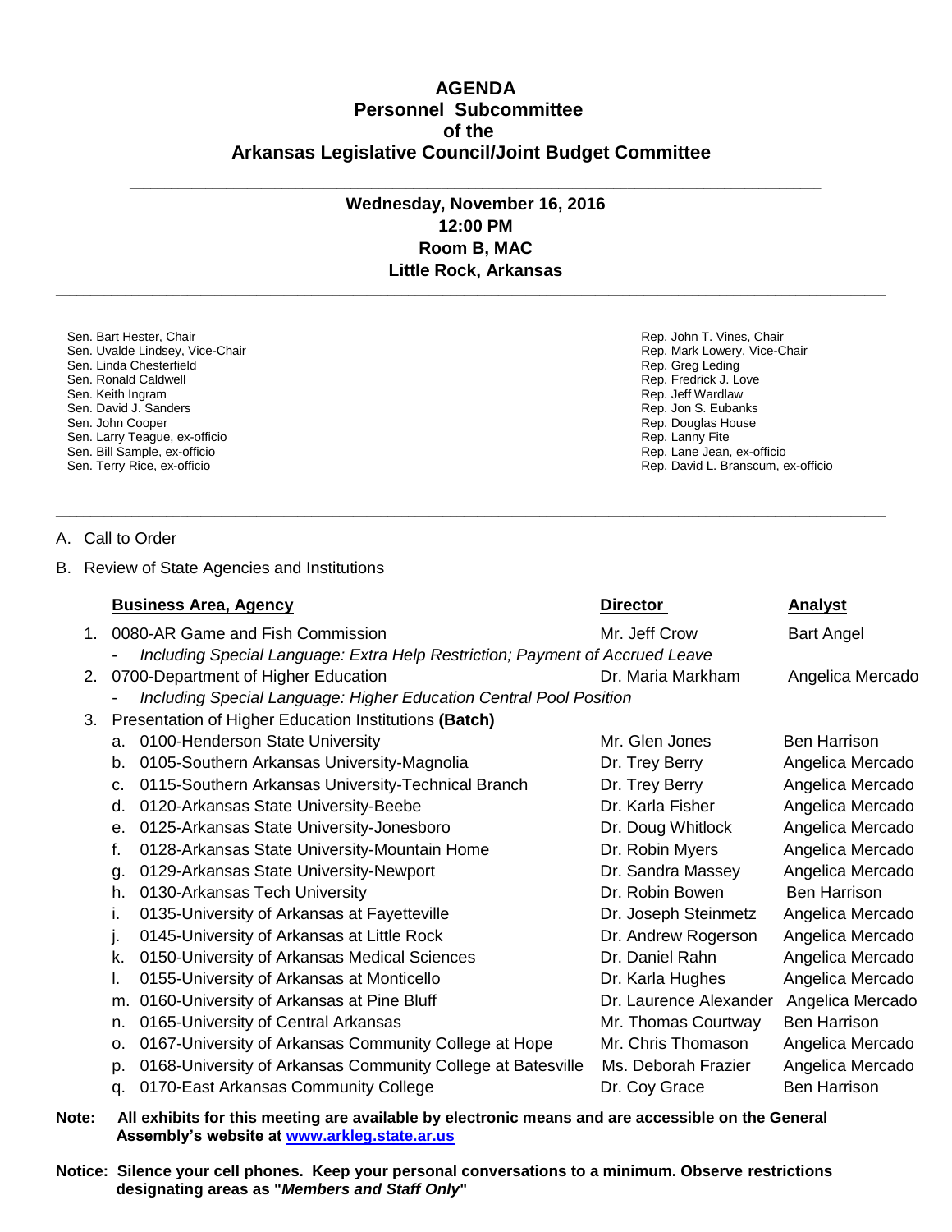# AGENDA
## Personnel Subcommittee
## of the
## Arkansas Legislative Council/Joint Budget Committee

---

**Wednesday, November 16, 2016**
**12:00 PM**
**Room B, MAC**
**Little Rock, Arkansas**

---

Sen. Bart Hester, Chair
Sen. Uvalde Lindsey, Vice-Chair
Sen. Linda Chesterfield
Sen. Ronald Caldwell
Sen. Keith Ingram
Sen. David J. Sanders
Sen. John Cooper
Sen. Larry Teague, ex-officio
Sen. Bill Sample, ex-officio
Sen. Terry Rice, ex-officio

Rep. John T. Vines, Chair
Rep. Mark Lowery, Vice-Chair
Rep. Greg Leding
Rep. Fredrick J. Love
Rep. Jeff Wardlaw
Rep. Jon S. Eubanks
Rep. Douglas House
Rep. Lanny Fite
Rep. Lane Jean, ex-officio
Rep. David L. Branscum, ex-officio

---

A. Call to Order

B. Review of State Agencies and Institutions

| **Business Area, Agency** | **Director** | **Analyst** |
|---|---|---|
| 1. 0080-AR Game and Fish Commission | Mr. Jeff Crow | Bart Angel |
| - *Including Special Language: Extra Help Restriction; Payment of Accrued Leave* | | |
| 2. 0700-Department of Higher Education | Dr. Maria Markham | Angelica Mercado |
| - *Including Special Language: Higher Education Central Pool Position* | | |
| 3. Presentation of Higher Education Institutions **(Batch)** | | |
| a. 0100-Henderson State University | Mr. Glen Jones | Ben Harrison |
| b. 0105-Southern Arkansas University-Magnolia | Dr. Trey Berry | Angelica Mercado |
| c. 0115-Southern Arkansas University-Technical Branch | Dr. Trey Berry | Angelica Mercado |
| d. 0120-Arkansas State University-Beebe | Dr. Karla Fisher | Angelica Mercado |
| e. 0125-Arkansas State University-Jonesboro | Dr. Doug Whitlock | Angelica Mercado |
| f. 0128-Arkansas State University-Mountain Home | Dr. Robin Myers | Angelica Mercado |
| g. 0129-Arkansas State University-Newport | Dr. Sandra Massey | Angelica Mercado |
| h. 0130-Arkansas Tech University | Dr. Robin Bowen | Ben Harrison |
| i. 0135-University of Arkansas at Fayetteville | Dr. Joseph Steinmetz | Angelica Mercado |
| j. 0145-University of Arkansas at Little Rock | Dr. Andrew Rogerson | Angelica Mercado |
| k. 0150-University of Arkansas Medical Sciences | Dr. Daniel Rahn | Angelica Mercado |
| l. 0155-University of Arkansas at Monticello | Dr. Karla Hughes | Angelica Mercado |
| m. 0160-University of Arkansas at Pine Bluff | Dr. Laurence Alexander | Angelica Mercado |
| n. 0165-University of Central Arkansas | Mr. Thomas Courtway | Ben Harrison |
| o. 0167-University of Arkansas Community College at Hope | Mr. Chris Thomason | Angelica Mercado |
| p. 0168-University of Arkansas Community College at Batesville | Ms. Deborah Frazier | Angelica Mercado |
| q. 0170-East Arkansas Community College | Dr. Coy Grace | Ben Harrison |

**Note: All exhibits for this meeting are available by electronic means and are accessible on the General Assembly's website at [www.arkleg.state.ar.us](http://www.arkleg.state.ar.us)**

**Notice: Silence your cell phones. Keep your personal conversations to a minimum. Observe restrictions designating areas as "*Members and Staff Only*"**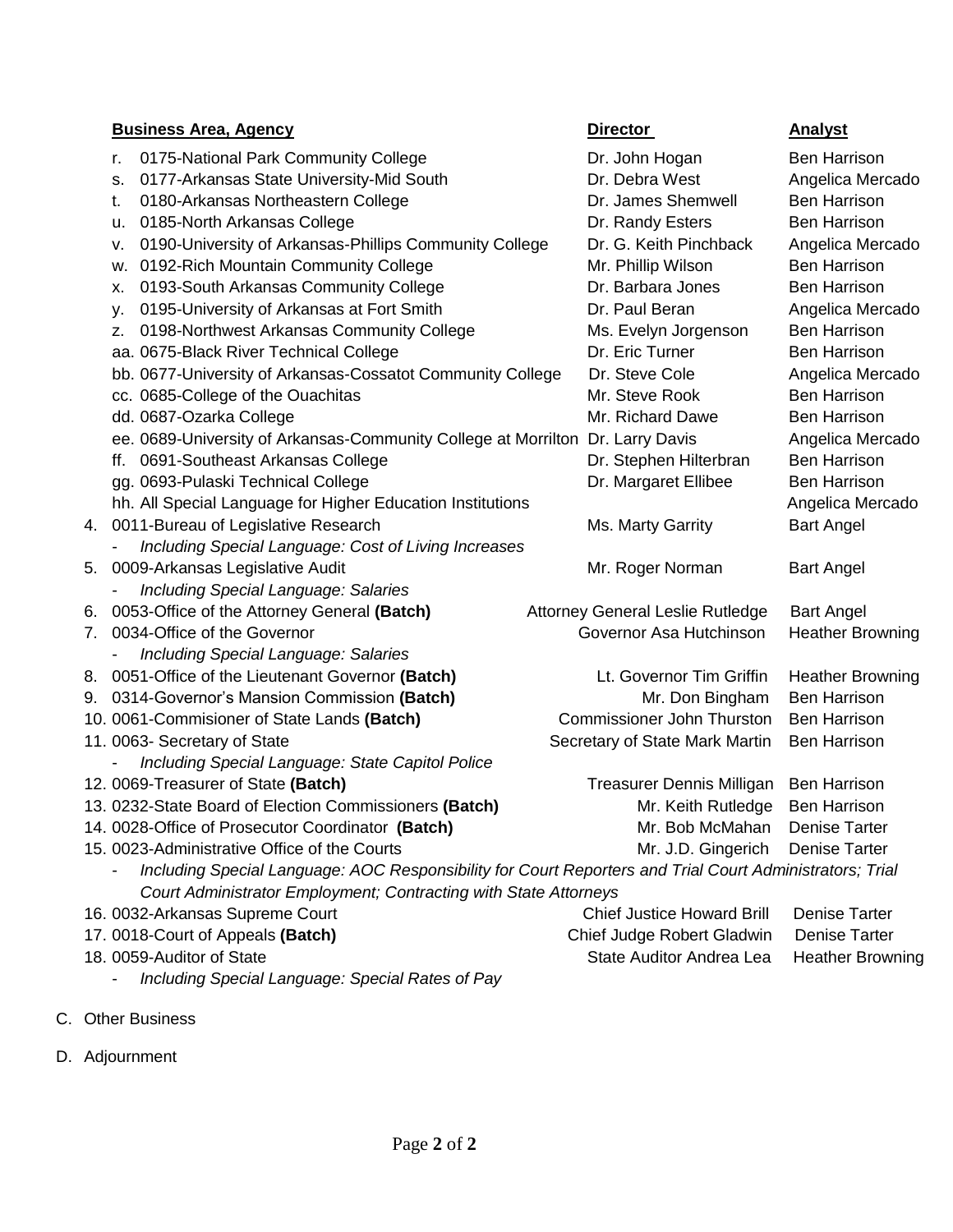| Business Area, Agency | Director | Analyst |
|---|---|---|
| r. 0175-National Park Community College | Dr. John Hogan | Ben Harrison |
| s. 0177-Arkansas State University-Mid South | Dr. Debra West | Angelica Mercado |
| t. 0180-Arkansas Northeastern College | Dr. James Shemwell | Ben Harrison |
| u. 0185-North Arkansas College | Dr. Randy Esters | Ben Harrison |
| v. 0190-University of Arkansas-Phillips Community College | Dr. G. Keith Pinchback | Angelica Mercado |
| w. 0192-Rich Mountain Community College | Mr. Phillip Wilson | Ben Harrison |
| x. 0193-South Arkansas Community College | Dr. Barbara Jones | Ben Harrison |
| y. 0195-University of Arkansas at Fort Smith | Dr. Paul Beran | Angelica Mercado |
| z. 0198-Northwest Arkansas Community College | Ms. Evelyn Jorgenson | Ben Harrison |
| aa. 0675-Black River Technical College | Dr. Eric Turner | Ben Harrison |
| bb. 0677-University of Arkansas-Cossatot Community College | Dr. Steve Cole | Angelica Mercado |
| cc. 0685-College of the Ouachitas | Mr. Steve Rook | Ben Harrison |
| dd. 0687-Ozarka College | Mr. Richard Dawe | Ben Harrison |
| ee. 0689-University of Arkansas-Community College at Morrilton | Dr. Larry Davis | Angelica Mercado |
| ff. 0691-Southeast Arkansas College | Dr. Stephen Hilterbran | Ben Harrison |
| gg. 0693-Pulaski Technical College | Dr. Margaret Ellibee | Ben Harrison |
| hh. All Special Language for Higher Education Institutions | | Angelica Mercado |
| 4. 0011-Bureau of Legislative Research<br>- *Including Special Language: Cost of Living Increases* | Ms. Marty Garrity | Bart Angel |
| 5. 0009-Arkansas Legislative Audit<br>- *Including Special Language: Salaries* | Mr. Roger Norman | Bart Angel |
| 6. 0053-Office of the Attorney General **(Batch)** | Attorney General Leslie Rutledge | Bart Angel |
| 7. 0034-Office of the Governor<br>- *Including Special Language: Salaries* | Governor Asa Hutchinson | Heather Browning |
| 8. 0051-Office of the Lieutenant Governor **(Batch)** | Lt. Governor Tim Griffin | Heather Browning |
| 9. 0314-Governor's Mansion Commission **(Batch)** | Mr. Don Bingham | Ben Harrison |
| 10. 0061-Commisioner of State Lands **(Batch)** | Commissioner John Thurston | Ben Harrison |
| 11. 0063- Secretary of State<br>- *Including Special Language: State Capitol Police* | Secretary of State Mark Martin | Ben Harrison |
| 12. 0069-Treasurer of State **(Batch)** | Treasurer Dennis Milligan | Ben Harrison |
| 13. 0232-State Board of Election Commissioners **(Batch)** | Mr. Keith Rutledge | Ben Harrison |
| 14. 0028-Office of Prosecutor Coordinator **(Batch)** | Mr. Bob McMahan | Denise Tarter |
| 15. 0023-Administrative Office of the Courts<br>- *Including Special Language: AOC Responsibility for Court Reporters and Trial Court Administrators; Trial Court Administrator Employment; Contracting with State Attorneys* | Mr. J.D. Gingerich | Denise Tarter |
| 16. 0032-Arkansas Supreme Court | Chief Justice Howard Brill | Denise Tarter |
| 17. 0018-Court of Appeals **(Batch)** | Chief Judge Robert Gladwin | Denise Tarter |
| 18. 0059-Auditor of State<br>- *Including Special Language: Special Rates of Pay* | State Auditor Andrea Lea | Heather Browning |

C. Other Business

D. Adjournment